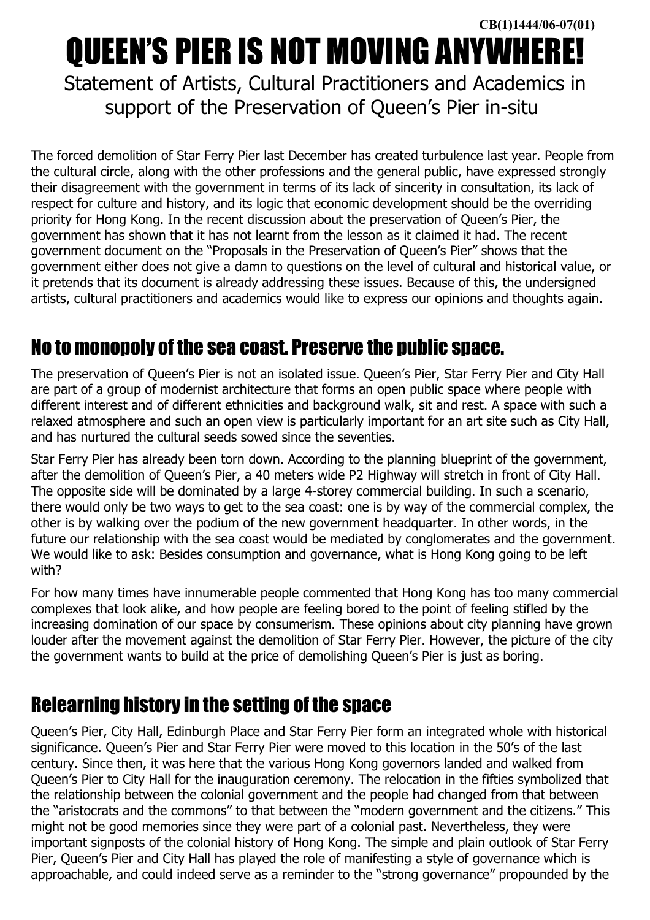CB(1)1444/06-07(01)

# QUEEN'S PIER IS NOT MOVING ANYWHERE!

Statement of Artists, Cultural Practitioners and Academics in support of the Preservation of Queen's Pier in-situ

The forced demolition of Star Ferry Pier last December has created turbulence last year. People from the cultural circle, along with the other professions and the general public, have expressed strongly their disagreement with the government in terms of its lack of sincerity in consultation, its lack of respect for culture and history, and its logic that economic development should be the overriding priority for Hong Kong. In the recent discussion about the preservation of Queen's Pier, the government has shown that it has not learnt from the lesson as it claimed it had. The recent government document on the "Proposals in the Preservation of Queen's Pier" shows that the government either does not give a damn to questions on the level of cultural and historical value, or it pretends that its document is already addressing these issues. Because of this, the undersigned artists, cultural practitioners and academics would like to express our opinions and thoughts again.

## No to monopoly of the sea coast. Preserve the public space.

The preservation of Queen's Pier is not an isolated issue. Queen's Pier, Star Ferry Pier and City Hall are part of a group of modernist architecture that forms an open public space where people with different interest and of different ethnicities and background walk, sit and rest. A space with such a relaxed atmosphere and such an open view is particularly important for an art site such as City Hall, and has nurtured the cultural seeds sowed since the seventies.

Star Ferry Pier has already been torn down. According to the planning blueprint of the government, after the demolition of Queen's Pier, a 40 meters wide P2 Highway will stretch in front of City Hall. The opposite side will be dominated by a large 4-storey commercial building. In such a scenario, there would only be two ways to get to the sea coast: one is by way of the commercial complex, the other is by walking over the podium of the new government headquarter. In other words, in the future our relationship with the sea coast would be mediated by conglomerates and the government. We would like to ask: Besides consumption and governance, what is Hong Kong going to be left with?

For how many times have innumerable people commented that Hong Kong has too many commercial complexes that look alike, and how people are feeling bored to the point of feeling stifled by the increasing domination of our space by consumerism. These opinions about city planning have grown louder after the movement against the demolition of Star Ferry Pier. However, the picture of the city the government wants to build at the price of demolishing Queen's Pier is just as boring.

## Relearning history in the setting of the space

Queen's Pier, City Hall, Edinburgh Place and Star Ferry Pier form an integrated whole with historical significance. Queen's Pier and Star Ferry Pier were moved to this location in the 50's of the last century. Since then, it was here that the various Hong Kong governors landed and walked from Queen's Pier to City Hall for the inauguration ceremony. The relocation in the fifties symbolized that the relationship between the colonial government and the people had changed from that between the "aristocrats and the commons" to that between the "modern government and the citizens." This might not be good memories since they were part of a colonial past. Nevertheless, they were important signposts of the colonial history of Hong Kong. The simple and plain outlook of Star Ferry Pier, Queen's Pier and City Hall has played the role of manifesting a style of governance which is approachable, and could indeed serve as a reminder to the "strong governance" propounded by the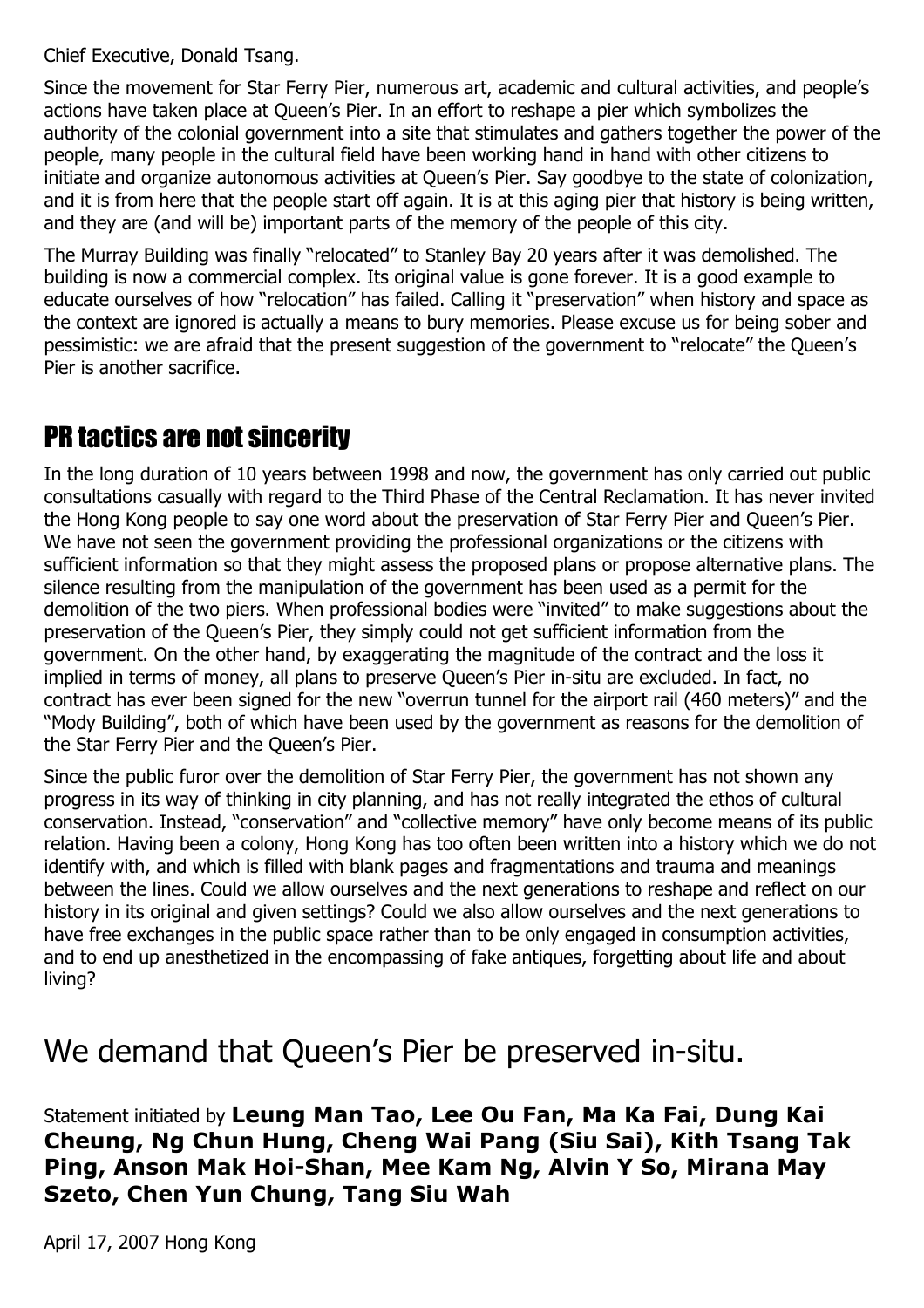Chief Executive, Donald Tsang.

Since the movement for Star Ferry Pier, numerous art, academic and cultural activities, and people's actions have taken place at Queen's Pier. In an effort to reshape a pier which symbolizes the authority of the colonial government into a site that stimulates and gathers together the power of the people, many people in the cultural field have been working hand in hand with other citizens to initiate and organize autonomous activities at Queen's Pier. Say goodbye to the state of colonization, and it is from here that the people start off again. It is at this aging pier that history is being written, and they are (and will be) important parts of the memory of the people of this city.

The Murray Building was finally "relocated" to Stanley Bay 20 years after it was demolished. The building is now a commercial complex. Its original value is gone forever. It is a good example to educate ourselves of how "relocation" has failed. Calling it "preservation" when history and space as the context are ignored is actually a means to bury memories. Please excuse us for being sober and pessimistic: we are afraid that the present suggestion of the government to "relocate" the Queen's Pier is another sacrifice.

## PR tactics are not sincerity

In the long duration of 10 years between 1998 and now, the government has only carried out public consultations casually with regard to the Third Phase of the Central Reclamation. It has never invited the Hong Kong people to say one word about the preservation of Star Ferry Pier and Queen's Pier. We have not seen the government providing the professional organizations or the citizens with sufficient information so that they might assess the proposed plans or propose alternative plans. The silence resulting from the manipulation of the government has been used as a permit for the demolition of the two piers. When professional bodies were "invited" to make suggestions about the preservation of the Queen's Pier, they simply could not get sufficient information from the government. On the other hand, by exaggerating the magnitude of the contract and the loss it implied in terms of money, all plans to preserve Queen's Pier in-situ are excluded. In fact, no contract has ever been signed for the new "overrun tunnel for the airport rail (460 meters)" and the "Mody Building", both of which have been used by the government as reasons for the demolition of the Star Ferry Pier and the Queen's Pier.

Since the public furor over the demolition of Star Ferry Pier, the government has not shown any progress in its way of thinking in city planning, and has not really integrated the ethos of cultural conservation. Instead, "conservation" and "collective memory" have only become means of its public relation. Having been a colony, Hong Kong has too often been written into a history which we do not identify with, and which is filled with blank pages and fragmentations and trauma and meanings between the lines. Could we allow ourselves and the next generations to reshape and reflect on our history in its original and given settings? Could we also allow ourselves and the next generations to have free exchanges in the public space rather than to be only engaged in consumption activities, and to end up anesthetized in the encompassing of fake antiques, forgetting about life and about living?

# We demand that Queen's Pier be preserved in-situ.

Statement initiated by **Leung Man Tao, Lee Ou Fan, Ma Ka Fai, Dung Kai Cheung, Ng Chun Hung, Cheng Wai Pang (Siu Sai), Kith Tsang Tak Ping, Anson Mak Hoi-Shan, Mee Kam Ng, Alvin Y So, Mirana May Szeto, Chen Yun Chung, Tang Siu Wah**

April 17, 2007 Hong Kong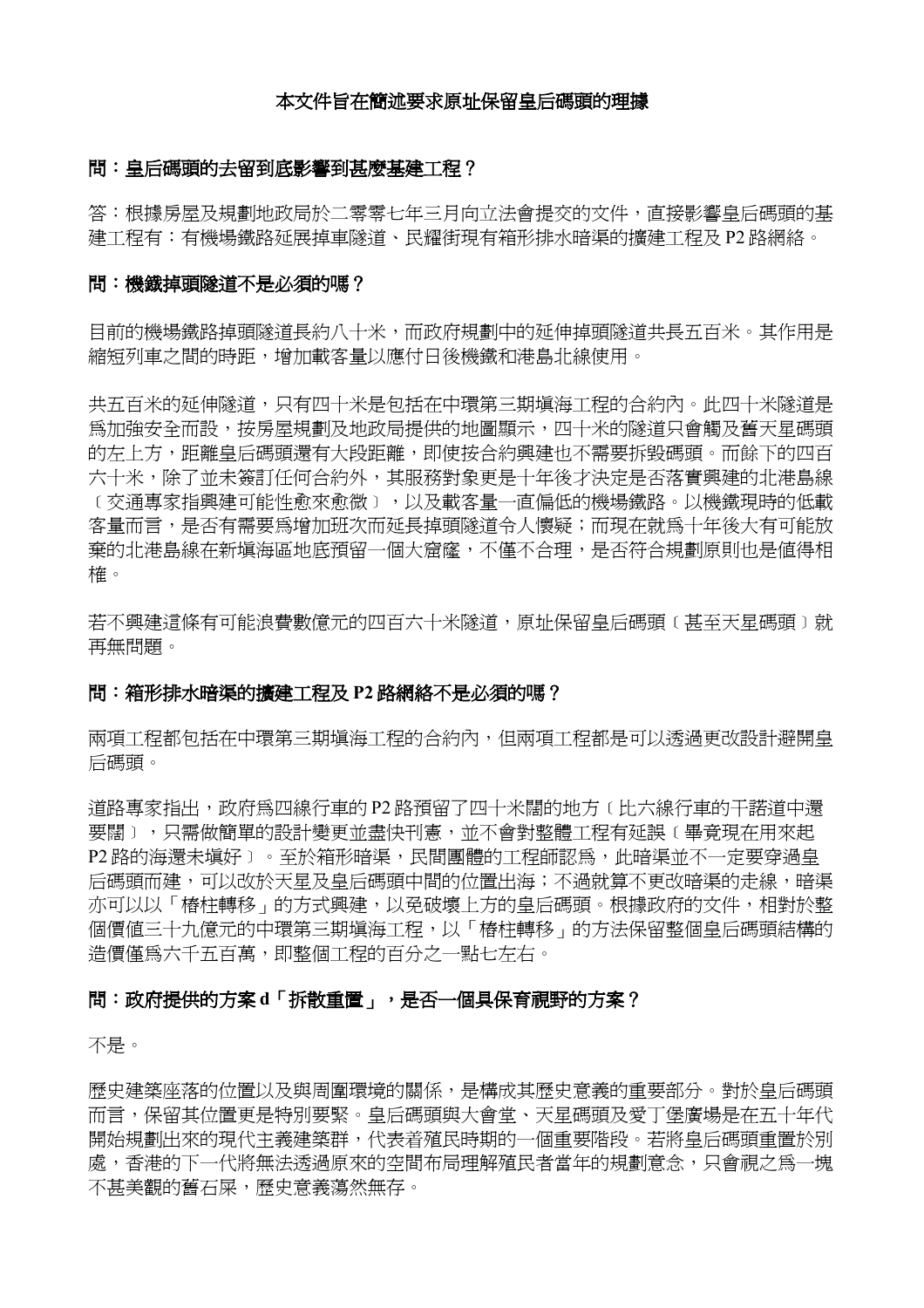**本文件旨在簡述要求原址保留皇后碼頭的理據**

**問：皇后碼頭的去留到底影響到甚麼基建工程？**

答：根據房屋及規劃地政局於二零零七年三月向立法會提交的文件，直接影響皇后碼頭的基建工程有：有機場鐵路延展掉車隧道、民耀街現有箱形排水暗渠的擴建工程及 P2 路網絡。

**問：機鐵掉頭隧道不是必須的嗎？**

目前的機場鐵路掉頭隧道長約八十米，而政府規劃中的延伸掉頭隧道共長五百米。其作用是縮短列車之間的時距，增加載客量以應付日後機鐵和港島北線使用。

共五百米的延伸隧道，只有四十米是包括在中環第三期填海工程的合約內。此四十米隧道是爲加強安全而設，按房屋規劃及地政局提供的地圖顯示，四十米的隧道只會觸及舊天星碼頭的左上方，距離皇后碼頭還有大段距離，即使按合約興建也不需要拆毀碼頭。而餘下的四百六十米，除了並未簽訂任何合約外，其服務對象更是十年後才決定是否落實興建的北港島線〔交通專家指興建可能性愈來愈微〕，以及載客量一直偏低的機場鐵路。以機鐵現時的低載客量而言，是否有需要爲增加班次而延長掉頭隧道令人懷疑；而現在就爲十年後大有可能放棄的北港島線在新填海區地底預留一個大窟窿，不僅不合理，是否符合規劃原則也是值得相榷。

若不興建這條有可能浪費數億元的四百六十米隧道，原址保留皇后碼頭〔甚至天星碼頭〕就再無問題。

**問：箱形排水暗渠的擴建工程及 P2 路網絡不是必須的嗎？**

兩項工程都包括在中環第三期填海工程的合約內，但兩項工程都是可以透過更改設計避開皇后碼頭。

道路專家指出，政府爲四線行車的 P2 路預留了四十米闊的地方〔比六線行車的干諾道中還要闊〕，只需做簡單的設計變更並盡快刊憲，並不會對整體工程有延誤〔畢竟現在用來起 P2 路的海還未填好〕。至於箱形暗渠，民間團體的工程師認爲，此暗渠並不一定要穿過皇后碼頭而建，可以改於天星及皇后碼頭中間的位置出海；不過就算不更改暗渠的走線，暗渠亦可以以「樁柱轉移」的方式興建，以免破壞上方的皇后碼頭。根據政府的文件，相對於整個價值三十九億元的中環第三期填海工程，以「樁柱轉移」的方法保留整個皇后碼頭結構的造價僅爲六千五百萬，即整個工程的百分之一點七左右。

**問：政府提供的方案 d「拆散重置」，是否一個具保育視野的方案？**

不是。

歷史建築座落的位置以及與周圍環境的關係，是構成其歷史意義的重要部分。對於皇后碼頭而言，保留其位置更是特別要緊。皇后碼頭與大會堂、天星碼頭及愛丁堡廣場是在五十年代開始規劃出來的現代主義建築群，代表着殖民時期的一個重要階段。若將皇后碼頭重置於別處，香港的下一代將無法透過原來的空間布局理解殖民者當年的規劃意念，只會視之爲一塊不甚美觀的舊石屎，歷史意義蕩然無存。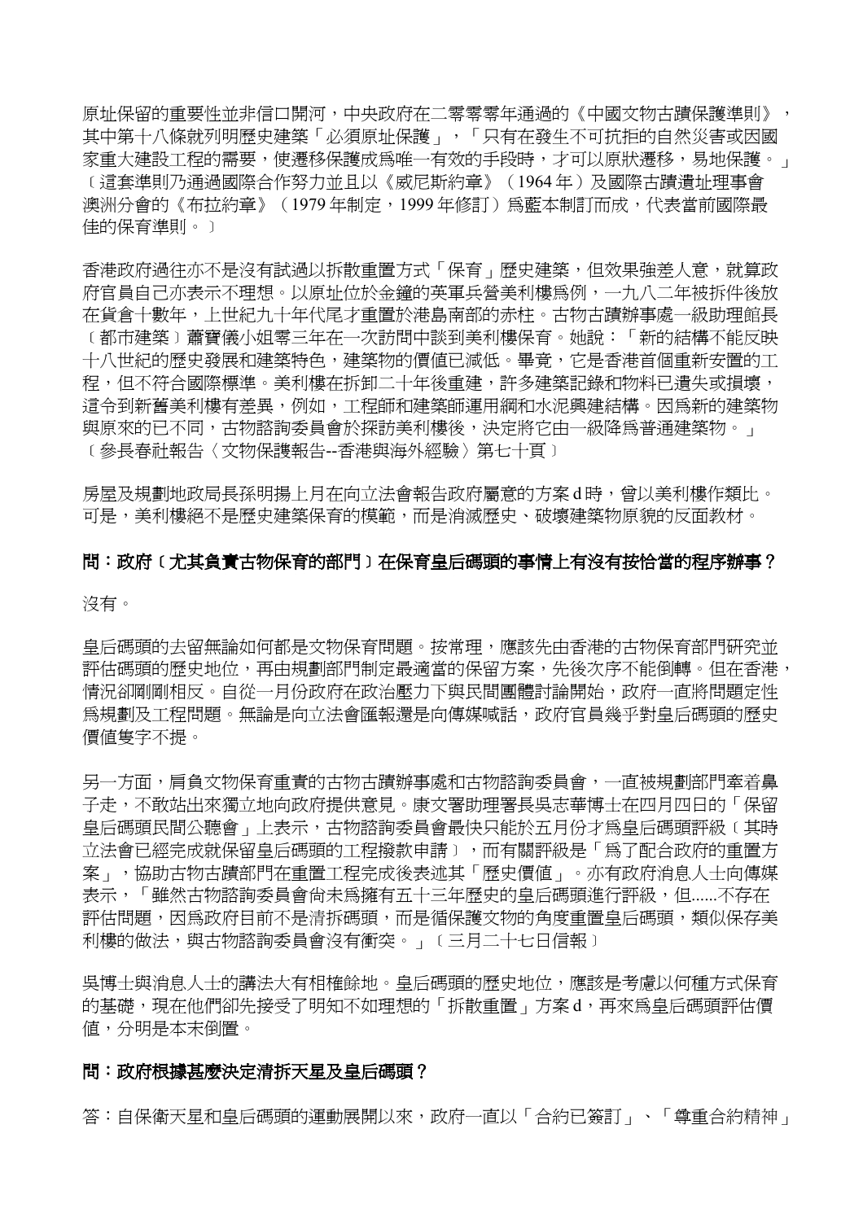原址保留的重要性並非信口開河，中央政府在二零零零年通過的《中國文物古蹟保護準則》，其中第十八條就列明歷史建築「必須原址保護」，「只有在發生不可抗拒的自然災害或因國家重大建設工程的需要，使遷移保護成爲唯一有效的手段時，才可以原狀遷移，易地保護。」〔這套準則乃通過國際合作努力並且以《威尼斯約章》（1964 年）及國際古蹟遺址理事會澳洲分會的《布拉約章》（1979 年制定，1999 年修訂）爲藍本制訂而成，代表當前國際最佳的保育準則。〕

香港政府過往亦不是沒有試過以拆散重置方式「保育」歷史建築，但效果強差人意，就算政府官員自己亦表示不理想。以原址位於金鐘的英軍兵營美利樓爲例，一九八二年被拆件後放在貨倉十數年，上世紀九十年代尾才重置於港島南部的赤柱。古物古蹟辦事處一級助理館長〔都市建築〕蕭寶儀小姐零三年在一次訪問中談到美利樓保育。她說：「新的結構不能反映十八世紀的歷史發展和建築特色，建築物的價值已減低。畢竟，它是香港首個重新安置的工程，但不符合國際標準。美利樓在拆卸二十年後重建，許多建築記錄和物料已遺失或損壞，這令到新舊美利樓有差異，例如，工程師和建築師運用鋼和水泥興建結構。因爲新的建築物與原來的已不同，古物諮詢委員會於探訪美利樓後，決定將它由一級降爲普通建築物。」〔參長春社報告〈文物保護報告--香港與海外經驗〉第七十頁〕

房屋及規劃地政局長孫明揚上月在向立法會報告政府屬意的方案 d 時，曾以美利樓作類比。可是，美利樓絕不是歷史建築保育的模範，而是消滅歷史、破壞建築物原貌的反面教材。

**問：政府〔尤其負責古物保育的部門〕在保育皇后碼頭的事情上有沒有按恰當的程序辦事？**

沒有。

皇后碼頭的去留無論如何都是文物保育問題。按常理，應該先由香港的古物保育部門研究並評估碼頭的歷史地位，再由規劃部門制定最適當的保留方案，先後次序不能倒轉。但在香港，情況卻剛剛相反。自從一月份政府在政治壓力下與民間團體討論開始，政府一直將問題定性爲規劃及工程問題。無論是向立法會匯報還是向傳媒喊話，政府官員幾乎對皇后碼頭的歷史價值隻字不提。

另一方面，肩負文物保育重責的古物古蹟辦事處和古物諮詢委員會，一直被規劃部門牽着鼻子走，不敢站出來獨立地向政府提供意見。康文署助理署長吳志華博士在四月四日的「保留皇后碼頭民間公聽會」上表示，古物諮詢委員會最快只能於五月份才爲皇后碼頭評級〔其時立法會已經完成就保留皇后碼頭的工程撥款申請〕，而有關評級是「爲了配合政府的重置方案」，協助古物古蹟部門在重置工程完成後表述其「歷史價值」。亦有政府消息人士向傳媒表示，「雖然古物諮詢委員會尚未爲擁有五十三年歷史的皇后碼頭進行評級，但......不存在評估問題，因爲政府目前不是清拆碼頭，而是循保護文物的角度重置皇后碼頭，類似保存美利樓的做法，與古物諮詢委員會沒有衝突。」〔三月二十七日信報〕

吳博士與消息人士的講法大有相榷餘地。皇后碼頭的歷史地位，應該是考慮以何種方式保育的基礎，現在他們卻先接受了明知不如理想的「拆散重置」方案 d，再來爲皇后碼頭評估價值，分明是本末倒置。

**問：政府根據甚麼決定清拆天星及皇后碼頭？**

答：自保衛天星和皇后碼頭的運動展開以來，政府一直以「合約已簽訂」、「尊重合約精神」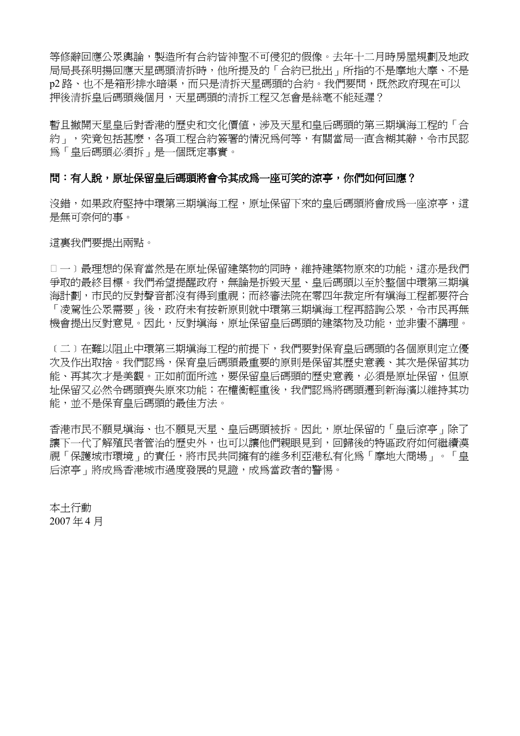等修辭回應公眾輿論，製造所有合約皆神聖不可侵犯的假像。去年十二月時房屋規劃及地政局局長孫明揚回應天星碼頭清拆時，他所提及的「合約已批出」所指的不是摩地大摩、不是 p2 路、也不是箱形排水暗渠，而只是清拆天星碼頭的合約。我們要問，既然政府現在可以押後清拆皇后碼頭幾個月，天星碼頭的清拆工程又怎會是絲毫不能延遲？

暫且撇開天星皇后對香港的歷史和文化價值，涉及天星和皇后碼頭的第三期填海工程的「合約」，究竟包括甚麼，各項工程合約簽署的情況為何等，有關當局一直含糊其辭，令市民認為「皇后碼頭必須拆」是一個既定事實。

**問：有人說，原址保留皇后碼頭將會令其成為一座可笑的涼亭，你們如何回應？**

沒錯，如果政府堅持中環第三期填海工程，原址保留下來的皇后碼頭將會成為一座涼亭，這是無可奈何的事。

這裏我們要提出兩點。

〔一〕最理想的保育當然是在原址保留建築物的同時，維持建築物原來的功能，這亦是我們爭取的最終目標。我們希望提醒政府，無論是拆毀天星、皇后碼頭以至於整個中環第三期填海計劃，市民的反對聲音都沒有得到重視；而終審法院在零四年裁定所有填海工程都要符合「凌駕性公眾需要」後，政府未有按新原則就中環第三期填海工程再諮詢公眾，令市民再無機會提出反對意見。因此，反對填海，原址保留皇后碼頭的建築物及功能，並非蠻不講理。

〔二〕在難以阻止中環第三期填海工程的前提下，我們要對保育皇后碼頭的各個原則定立優次及作出取捨。我們認為，保育皇后碼頭最重要的原則是保留其歷史意義、其次是保留其功能、再其次才是美觀。正如前面所述，要保留皇后碼頭的歷史意義，必須是原址保留，但原址保留又必然令碼頭喪失原來功能；在權衡輕重後，我們認為將碼頭遷到新海濱以維持其功能，並不是保育皇后碼頭的最佳方法。

香港市民不願見填海、也不願見天星、皇后碼頭被拆。因此，原址保留的「皇后涼亭」除了讓下一代了解殖民者管治的歷史外，也可以讓他們親眼見到，回歸後的特區政府如何繼續漠視「保護城市環境」的責任，將市民共同擁有的維多利亞港私有化為「摩地大商場」。「皇后涼亭」將成為香港城市過度發展的見證，成為當政者的警惕。

本土行動
2007 年 4 月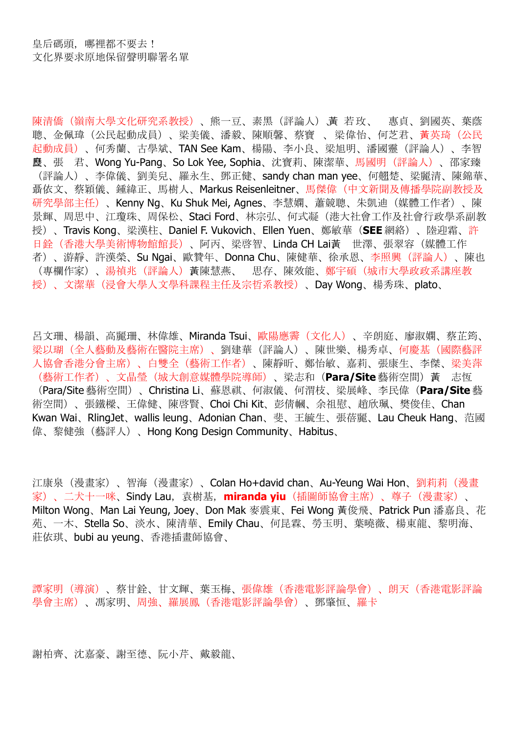皇后碼頭，哪裡都不要去！
文化界要求原地保留聲明聯署名單

陳清僑（嶺南大學文化研究系教授）、熊一豆、素黑（評論人）、黃 若玫、 惠貞、劉國英、葉蔭聰、金佩瑋（公民起動成員）、梁美儀、潘毅、陳順馨、蔡寶 、梁偉怡、何芝君、黃英琦（公民起動成員）、何秀蘭、古學斌、TAN See Kam、楊陽、李小良、梁旭明、潘國靈（評論人）、李智聰、張 君、Wong Yu-Pang、So Lok Yee, Sophia、沈寶莉、陳潔華、馬國明（評論人）、邵家臻（評論人）、李偉儀、劉美兒、羅永生、鄧正健、sandy chan man yee、何翹楚、梁麗清、陳錦華、聶依文、蔡穎儀、鍾緯正、馬樹人、Markus Reisenleitner、馬傑偉（中文新聞及傳播學院副教授及研究學部主任）、Kenny Ng、Ku Shuk Mei, Agnes、李慧嫻、蕭競聰、朱凱迪（媒體工作者）、陳景輝、周思中、江瓊珠、周保松、Staci Ford、林宗弘、何式凝（港大社會工作及社會行政學系副教授）、Travis Kong、梁漢柱、Daniel F. Vukovich、Ellen Yuen、鄭敏華（**SEE** 網絡）、陸迎霜、許日銓（香港大學美術博物館館長）、阿丙、梁啓智、Linda CH Lai黃 世澤、張翠容（媒體工作者）、游靜、許漢榮、Su Ngai、歐贊年、Donna Chu、陳健華、徐承恩、李照興（評論人）、陳也（專欄作家）、湯禎兆（評論人）黃陳慧燕、 思存、陳效能、鄭宇碩（城市大學政政系講座教授）、文潔華（浸會大學人文學科課程主任及宗哲系教授）、Day Wong、楊秀珠、plato、

呂文珊、楊韻、高麗珊、林偉雄、Miranda Tsui、歐陽應霽（文化人）、辛朗庭、廖淑嫻、蔡芷筠、梁以瑚（全人藝動及藝術在醫院主席）、劉建華（評論人）、陳世樂、楊秀卓、何慶基（國際藝評人協會香港分會主席）、白雙全（藝術工作者）、陳靜昕、鄭怡敏、嘉莉、張康生、李傑、梁美萍（藝術工作者）、文晶瑩（城大創意媒體學院導師）、梁志和（**Para/Site** 藝術空間）黃 志恆（Para/Site 藝術空間）、Christina Li、蘇恩祺、何淑儀、何渭枝、梁展峰、李民偉（**Para/Site** 藝術空間）、張鐵樑、王偉健、陳啓賢、Choi Chi Kit、彭倩幗、佘祖慰、趙欣珮、樊俊佳、Chan Kwan Wai、RlingJet、wallis leung、Adonian Chan、斐、王毓生、張蓓麗、Lau Cheuk Hang、范國偉、黎健強（藝評人）、Hong Kong Design Community、Habitus、

江康泉（漫畫家）、智海（漫畫家）、Colan Ho+david chan、Au-Yeung Wai Hon、劉莉莉（漫畫家）、二犬十一咪、Sindy Lau，袁樹基，**miranda yiu**（插圖師協會主席）、尊子（漫畫家）、Milton Wong、Man Lai Yeung, Joey、Don Mak 麥震東、Fei Wong 黃俊飛、Patrick Pun 潘嘉良、花苑、一木、Stella So、淡水、陳清華、Emily Chau、何昆霖、勞玉明、葉曉薇、楊東龍、黎明海、莊依琪、bubi au yeung、香港插畫師協會、

譚家明（導演）、蔡甘銓、甘文輝、葉玉梅、張偉雄（香港電影評論學會）、朗天（香港電影評論學會主席）、馮家明、周強、羅展鳳（香港電影評論學會）、鄧肇恒、羅卡

謝柏齊、沈嘉豪、謝至德、阮小芹、戴毅龍、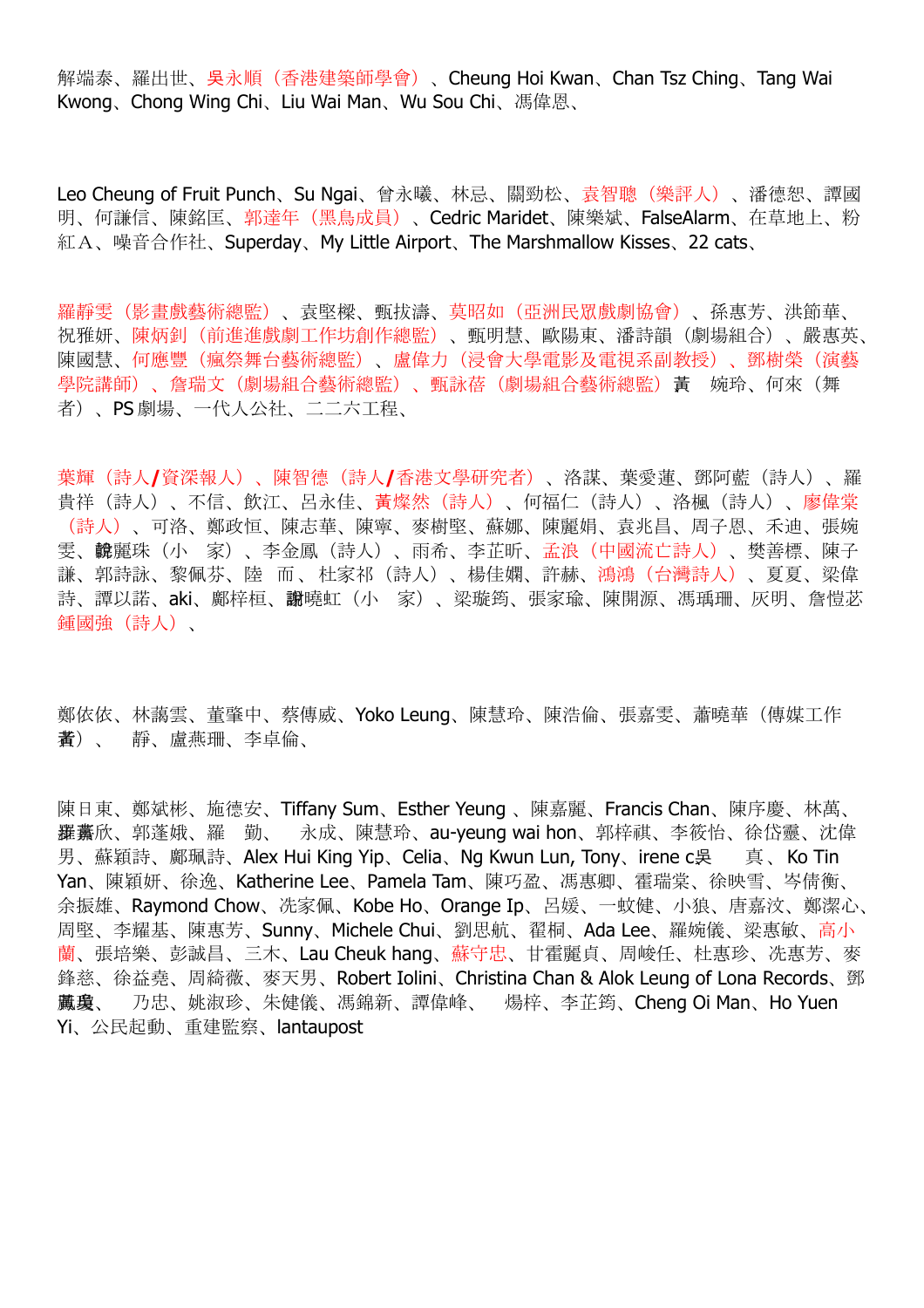解端泰、羅出世、吳永順（香港建築師學會）、Cheung Hoi Kwan、Chan Tsz Ching、Tang Wai Kwong、Chong Wing Chi、Liu Wai Man、Wu Sou Chi、馮偉恩、

Leo Cheung of Fruit Punch、Su Ngai、曾永曦、林忌、關勁松、袁智聰（樂評人）、潘德恕、譚國明、何謙信、陳銘匡、郭達年（黑鳥成員）、Cedric Maridet、陳樂斌、FalseAlarm、在草地上、粉紅Ａ、噪音合作社、Superday、My Little Airport、The Marshmallow Kisses、22 cats、

羅靜雯（影畫戲藝術總監）、袁堅樑、甄拔濤、莫昭如（亞洲民眾戲劇協會）、孫惠芳、洪節華、祝雅妍、陳炳釗（前進進戲劇工作坊創作總監）、甄明慧、歐陽東、潘詩韻（劇場組合）、嚴惠英、陳國慧、何應豐（瘋祭舞台藝術總監）、盧偉力（浸會大學電影及電視系副教授）、鄧樹榮（演藝學院講師）、詹瑞文（劇場組合藝術總監）、甄詠蓓（劇場組合藝術總監）黃　婉玲、何來（舞者）、PS 劇場、一代人公社、二二六工程、

葉輝（詩人/資深報人）、陳智德（詩人/香港文學研究者）、洛謀、葉愛蓮、鄧阿藍（詩人）、羅貴祥（詩人）、不信、飲江、呂永佳、黃燦然（詩人）、何福仁（詩人）、洛楓（詩人）、廖偉棠（詩人）、可洛、鄭政恒、陳志華、陳寧、麥樹堅、蘇娜、陳麗娟、袁兆昌、周子恩、禾迪、張婉雯、韓麗珠（小　家）、李金鳳（詩人）、雨希、李芷昕、孟浪（中國流亡詩人）、樊善標、陳子謙、郭詩詠、黎佩芬、陸　而、杜家祁（詩人）、楊佳嫻、許赫、鴻鴻（台灣詩人）、夏夏、梁偉詩、譚以諾、aki、鄺梓桓、謝曉虹（小　家）、梁璇筠、張家瑜、陳開源、馮瑀珊、灰明、詹愷苾鍾國強（詩人）、

鄭依依、林藹雲、董肇中、蔡傳威、Yoko Leung、陳慧玲、陳浩倫、張嘉雯、蕭曉華（傳媒工作者）、　靜、盧燕珊、李卓倫、

陳日東、鄭斌彬、施德安、Tiffany Sum、Esther Yeung 、陳嘉麗、Francis Chan、陳序慶、林萬、羅蕙欣、郭蓬娥、羅　勤、　永成、陳慧玲、au-yeung wai hon、郭梓祺、李筱怡、徐岱靈、沈偉男、蘇穎詩、鄺珮詩、Alex Hui King Yip、Celia、Ng Kwun Lun, Tony、irene c吳　真、Ko Tin Yan、陳穎妍、徐逸、Katherine Lee、Pamela Tam、陳巧盈、馮惠卿、霍瑞棠、徐映雪、岑倩衡、余振雄、Raymond Chow、冼家佩、Kobe Ho、Orange Ip、呂媛、一蚊健、小狼、唐嘉汶、鄭潔心、周堅、李耀基、陳惠芳、Sunny、Michele Chui、劉思航、翟桐、Ada Lee、羅婉儀、梁惠敏、高小蘭、張培樂、彭誠昌、三木、Lau Cheuk hang、蘇守忠、甘霍麗貞、周峻任、杜惠珍、冼惠芳、麥鋒慈、徐益堯、周綺薇、麥天男、Robert Iolini、Christina Chan & Alok Leung of Lona Records、鄧薫瓊、　乃忠、姚淑珍、朱健儀、馮錦新、譚偉峰、　煬梓、李芷筠、Cheng Oi Man、Ho Yuen Yi、公民起動、重建監察、lantaupost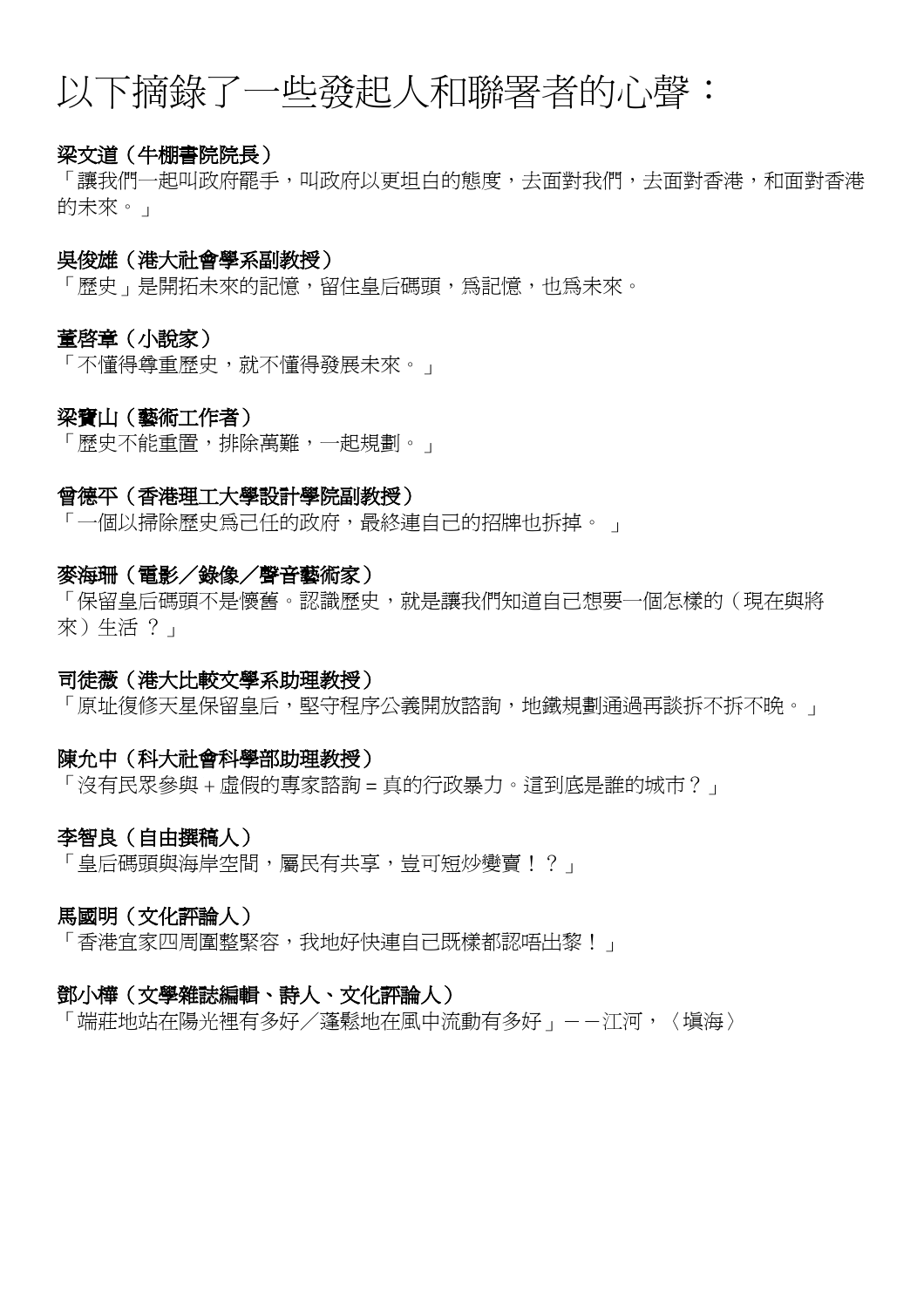# 以下摘錄了一些發起人和聯署者的心聲：

**梁文道（牛棚書院院長）**
「讓我們一起叫政府罷手，叫政府以更坦白的態度，去面對我們，去面對香港，和面對香港的未來。」

**吳俊雄（港大社會學系副教授）**
「歷史」是開拓未來的記憶，留住皇后碼頭，爲記憶，也爲未來。

**董啓章（小說家）**
「不懂得尊重歷史，就不懂得發展未來。」

**梁寶山（藝術工作者）**
「歷史不能重置，排除萬難，一起規劃。」

**曾德平（香港理工大學設計學院副教授）**
「一個以掃除歷史爲己任的政府，最終連自己的招牌也拆掉。 」

**麥海珊（電影／錄像／聲音藝術家）**
「保留皇后碼頭不是懷舊。認識歷史，就是讓我們知道自己想要一個怎樣的（現在與將來）生活 ？」

**司徒薇（港大比較文學系助理教授）**
「原址復修天星保留皇后，堅守程序公義開放諮詢，地鐵規劃通過再談拆不拆不晚。 」

**陳允中（科大社會科學部助理教授）**
「沒有民眾參與 + 虛假的專家諮詢 = 真的行政暴力。這到底是誰的城市？」

**李智良（自由撰稿人）**
「皇后碼頭與海岸空間，屬民有共享，豈可短炒變賣！？」

**馬國明（文化評論人）**
「香港宜家四周圍整緊容，我地好快連自己既樣都認唔出黎！」

**鄧小樺（文學雜誌編輯、詩人、文化評論人）**
「端莊地站在陽光裡有多好／蓬鬆地在風中流動有多好」——江河，〈塡海〉